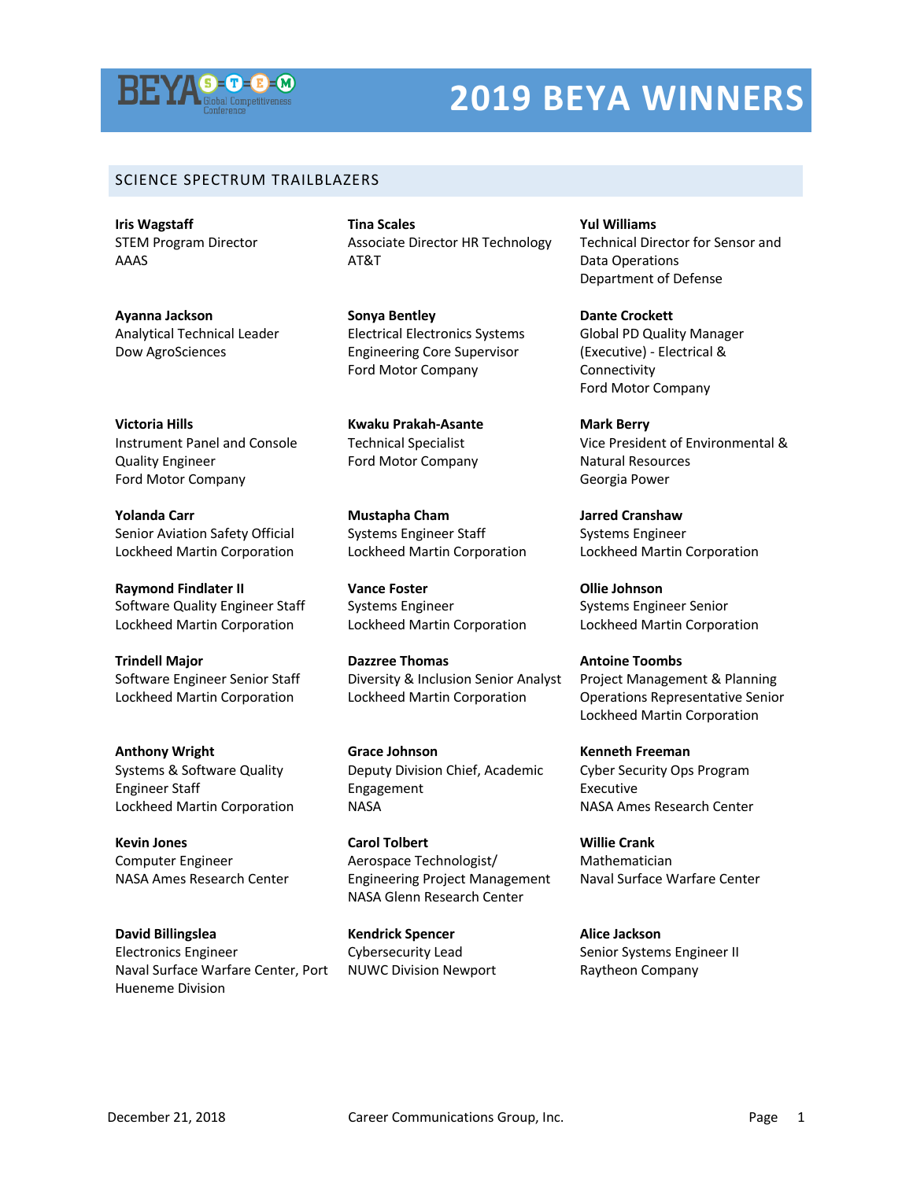# 2019 BEYA WINNERS

## SCIENCE SPECTRUM TRAILBLAZERS

**Iris Wagstaff**
STEM Program Director
AAAS

**Tina Scales**
Associate Director HR Technology
AT&T

**Yul Williams**
Technical Director for Sensor and Data Operations
Department of Defense

**Ayanna Jackson**
Analytical Technical Leader
Dow AgroSciences

**Sonya Bentley**
Electrical Electronics Systems Engineering Core Supervisor
Ford Motor Company

**Dante Crockett**
Global PD Quality Manager (Executive) - Electrical & Connectivity
Ford Motor Company

**Victoria Hills**
Instrument Panel and Console Quality Engineer
Ford Motor Company

**Kwaku Prakah-Asante**
Technical Specialist
Ford Motor Company

**Mark Berry**
Vice President of Environmental & Natural Resources
Georgia Power

**Yolanda Carr**
Senior Aviation Safety Official
Lockheed Martin Corporation

**Mustapha Cham**
Systems Engineer Staff
Lockheed Martin Corporation

**Jarred Cranshaw**
Systems Engineer
Lockheed Martin Corporation

**Raymond Findlater II**
Software Quality Engineer Staff
Lockheed Martin Corporation

**Vance Foster**
Systems Engineer
Lockheed Martin Corporation

**Ollie Johnson**
Systems Engineer Senior
Lockheed Martin Corporation

**Trindell Major**
Software Engineer Senior Staff
Lockheed Martin Corporation

**Dazzree Thomas**
Diversity & Inclusion Senior Analyst
Lockheed Martin Corporation

**Antoine Toombs**
Project Management & Planning Operations Representative Senior
Lockheed Martin Corporation

**Anthony Wright**
Systems & Software Quality Engineer Staff
Lockheed Martin Corporation

**Grace Johnson**
Deputy Division Chief, Academic Engagement
NASA

**Kenneth Freeman**
Cyber Security Ops Program Executive
NASA Ames Research Center

**Kevin Jones**
Computer Engineer
NASA Ames Research Center

**Carol Tolbert**
Aerospace Technologist/ Engineering Project Management
NASA Glenn Research Center

**Willie Crank**
Mathematician
Naval Surface Warfare Center

**David Billingslea**
Electronics Engineer
Naval Surface Warfare Center, Port Hueneme Division

**Kendrick Spencer**
Cybersecurity Lead
NUWC Division Newport

**Alice Jackson**
Senior Systems Engineer II
Raytheon Company

December 21, 2018 Career Communications Group, Inc.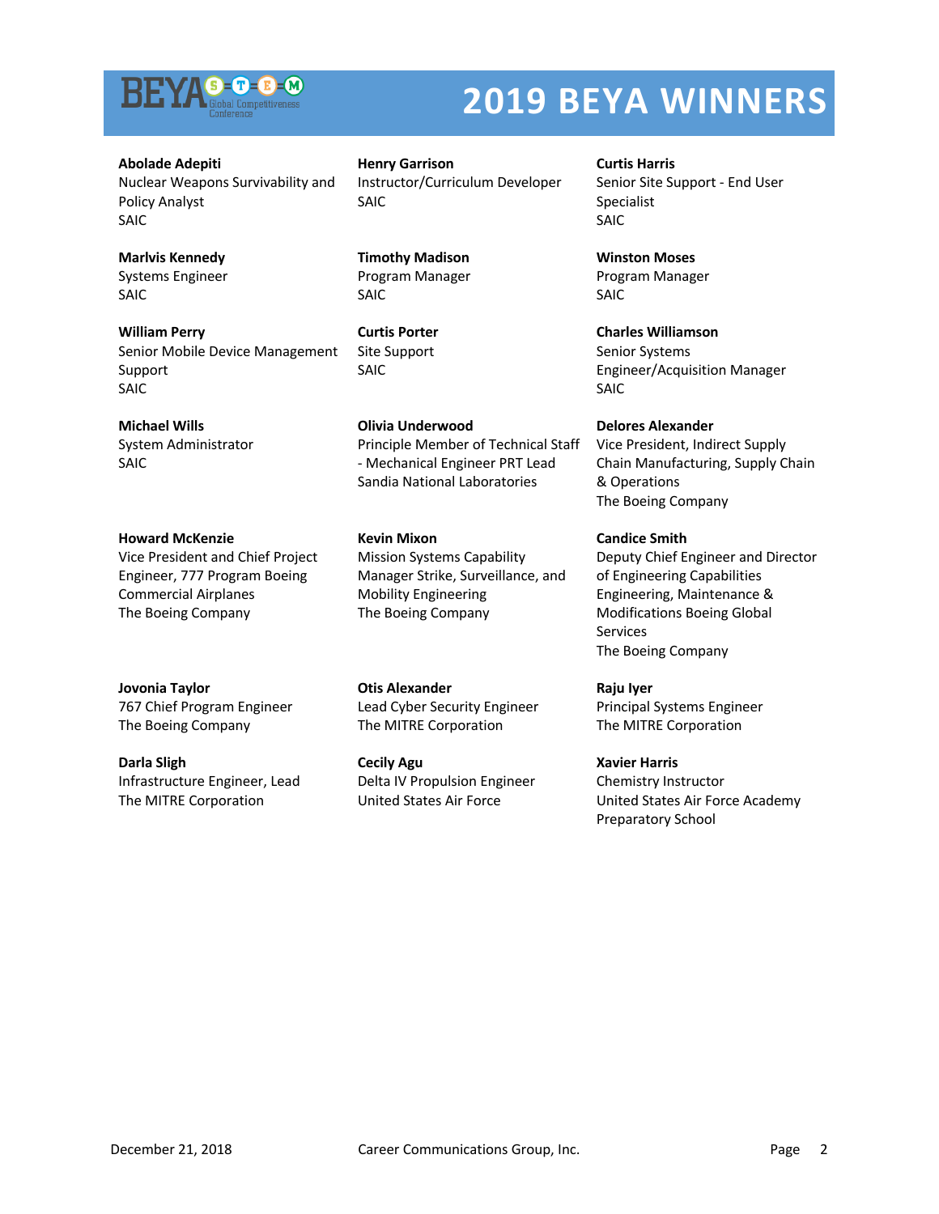# 2019 BEYA WINNERS

**Abolade Adepiti**
Nuclear Weapons Survivability and Policy Analyst
SAIC

**Henry Garrison**
Instructor/Curriculum Developer
SAIC

**Curtis Harris**
Senior Site Support - End User Specialist
SAIC

**Marlvis Kennedy**
Systems Engineer
SAIC

**Timothy Madison**
Program Manager
SAIC

**Winston Moses**
Program Manager
SAIC

**William Perry**
Senior Mobile Device Management Support
SAIC

**Curtis Porter**
Site Support
SAIC

**Charles Williamson**
Senior Systems Engineer/Acquisition Manager
SAIC

**Michael Wills**
System Administrator
SAIC

**Olivia Underwood**
Principle Member of Technical Staff - Mechanical Engineer PRT Lead
Sandia National Laboratories

**Delores Alexander**
Vice President, Indirect Supply Chain Manufacturing, Supply Chain & Operations
The Boeing Company

**Howard McKenzie**
Vice President and Chief Project Engineer, 777 Program Boeing Commercial Airplanes
The Boeing Company

**Kevin Mixon**
Mission Systems Capability Manager Strike, Surveillance, and Mobility Engineering
The Boeing Company

**Candice Smith**
Deputy Chief Engineer and Director of Engineering Capabilities Engineering, Maintenance & Modifications Boeing Global Services
The Boeing Company

**Jovonia Taylor**
767 Chief Program Engineer
The Boeing Company

**Otis Alexander**
Lead Cyber Security Engineer
The MITRE Corporation

**Raju Iyer**
Principal Systems Engineer
The MITRE Corporation

**Darla Sligh**
Infrastructure Engineer, Lead
The MITRE Corporation

**Cecily Agu**
Delta IV Propulsion Engineer
United States Air Force

**Xavier Harris**
Chemistry Instructor
United States Air Force Academy Preparatory School

December 21, 2018 Career Communications Group, Inc.